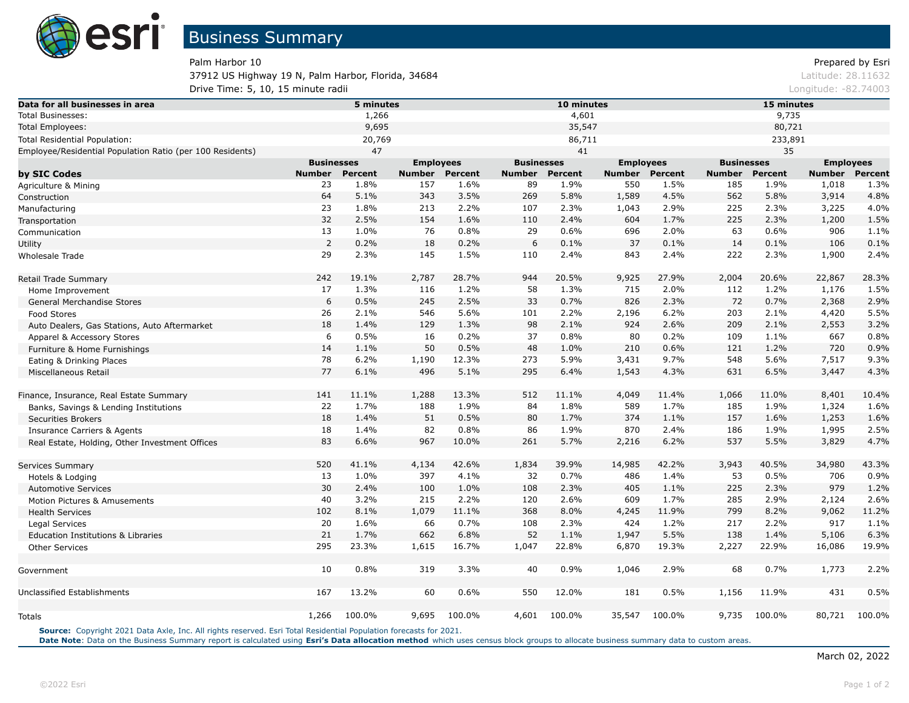# Business Summary

Palm Harbor 10
37912 US Highway 19 N, Palm Harbor, Florida, 34684
Drive Time: 5, 10, 15 minute radii

Prepared by Esri
Latitude: 28.11632
Longitude: -82.74003

| Data for all businesses in area | 5 minutes | 10 minutes | 15 minutes |
|---|---|---|---|
| Total Businesses: | 1,266 | 4,601 | 9,735 |
| Total Employees: | 9,695 | 35,547 | 80,721 |
| Total Residential Population: | 20,769 | 86,711 | 233,891 |
| Employee/Residential Population Ratio (per 100 Residents) | 47 | 41 | 35 |

| | Businesses | | Employees | | Businesses | | Employees | | Businesses | | Employees | |
|---|---|---|---|---|---|---|---|---|---|---|---|---|
| **by SIC Codes** | **Number** | **Percent** | **Number** | **Percent** | **Number** | **Percent** | **Number** | **Percent** | **Number** | **Percent** | **Number** | **Percent** |
| Agriculture & Mining | 23 | 1.8% | 157 | 1.6% | 89 | 1.9% | 550 | 1.5% | 185 | 1.9% | 1,018 | 1.3% |
| Construction | 64 | 5.1% | 343 | 3.5% | 269 | 5.8% | 1,589 | 4.5% | 562 | 5.8% | 3,914 | 4.8% |
| Manufacturing | 23 | 1.8% | 213 | 2.2% | 107 | 2.3% | 1,043 | 2.9% | 225 | 2.3% | 3,225 | 4.0% |
| Transportation | 32 | 2.5% | 154 | 1.6% | 110 | 2.4% | 604 | 1.7% | 225 | 2.3% | 1,200 | 1.5% |
| Communication | 13 | 1.0% | 76 | 0.8% | 29 | 0.6% | 696 | 2.0% | 63 | 0.6% | 906 | 1.1% |
| Utility | 2 | 0.2% | 18 | 0.2% | 6 | 0.1% | 37 | 0.1% | 14 | 0.1% | 106 | 0.1% |
| Wholesale Trade | 29 | 2.3% | 145 | 1.5% | 110 | 2.4% | 843 | 2.4% | 222 | 2.3% | 1,900 | 2.4% |
| | | | | | | | | | | | | |
| Retail Trade Summary | 242 | 19.1% | 2,787 | 28.7% | 944 | 20.5% | 9,925 | 27.9% | 2,004 | 20.6% | 22,867 | 28.3% |
| Home Improvement | 17 | 1.3% | 116 | 1.2% | 58 | 1.3% | 715 | 2.0% | 112 | 1.2% | 1,176 | 1.5% |
| General Merchandise Stores | 6 | 0.5% | 245 | 2.5% | 33 | 0.7% | 826 | 2.3% | 72 | 0.7% | 2,368 | 2.9% |
| Food Stores | 26 | 2.1% | 546 | 5.6% | 101 | 2.2% | 2,196 | 6.2% | 203 | 2.1% | 4,420 | 5.5% |
| Auto Dealers, Gas Stations, Auto Aftermarket | 18 | 1.4% | 129 | 1.3% | 98 | 2.1% | 924 | 2.6% | 209 | 2.1% | 2,553 | 3.2% |
| Apparel & Accessory Stores | 6 | 0.5% | 16 | 0.2% | 37 | 0.8% | 80 | 0.2% | 109 | 1.1% | 667 | 0.8% |
| Furniture & Home Furnishings | 14 | 1.1% | 50 | 0.5% | 48 | 1.0% | 210 | 0.6% | 121 | 1.2% | 720 | 0.9% |
| Eating & Drinking Places | 78 | 6.2% | 1,190 | 12.3% | 273 | 5.9% | 3,431 | 9.7% | 548 | 5.6% | 7,517 | 9.3% |
| Miscellaneous Retail | 77 | 6.1% | 496 | 5.1% | 295 | 6.4% | 1,543 | 4.3% | 631 | 6.5% | 3,447 | 4.3% |
| | | | | | | | | | | | | |
| Finance, Insurance, Real Estate Summary | 141 | 11.1% | 1,288 | 13.3% | 512 | 11.1% | 4,049 | 11.4% | 1,066 | 11.0% | 8,401 | 10.4% |
| Banks, Savings & Lending Institutions | 22 | 1.7% | 188 | 1.9% | 84 | 1.8% | 589 | 1.7% | 185 | 1.9% | 1,324 | 1.6% |
| Securities Brokers | 18 | 1.4% | 51 | 0.5% | 80 | 1.7% | 374 | 1.1% | 157 | 1.6% | 1,253 | 1.6% |
| Insurance Carriers & Agents | 18 | 1.4% | 82 | 0.8% | 86 | 1.9% | 870 | 2.4% | 186 | 1.9% | 1,995 | 2.5% |
| Real Estate, Holding, Other Investment Offices | 83 | 6.6% | 967 | 10.0% | 261 | 5.7% | 2,216 | 6.2% | 537 | 5.5% | 3,829 | 4.7% |
| | | | | | | | | | | | | |
| Services Summary | 520 | 41.1% | 4,134 | 42.6% | 1,834 | 39.9% | 14,985 | 42.2% | 3,943 | 40.5% | 34,980 | 43.3% |
| Hotels & Lodging | 13 | 1.0% | 397 | 4.1% | 32 | 0.7% | 486 | 1.4% | 53 | 0.5% | 706 | 0.9% |
| Automotive Services | 30 | 2.4% | 100 | 1.0% | 108 | 2.3% | 405 | 1.1% | 225 | 2.3% | 979 | 1.2% |
| Motion Pictures & Amusements | 40 | 3.2% | 215 | 2.2% | 120 | 2.6% | 609 | 1.7% | 285 | 2.9% | 2,124 | 2.6% |
| Health Services | 102 | 8.1% | 1,079 | 11.1% | 368 | 8.0% | 4,245 | 11.9% | 799 | 8.2% | 9,062 | 11.2% |
| Legal Services | 20 | 1.6% | 66 | 0.7% | 108 | 2.3% | 424 | 1.2% | 217 | 2.2% | 917 | 1.1% |
| Education Institutions & Libraries | 21 | 1.7% | 662 | 6.8% | 52 | 1.1% | 1,947 | 5.5% | 138 | 1.4% | 5,106 | 6.3% |
| Other Services | 295 | 23.3% | 1,615 | 16.7% | 1,047 | 22.8% | 6,870 | 19.3% | 2,227 | 22.9% | 16,086 | 19.9% |
| | | | | | | | | | | | | |
| Government | 10 | 0.8% | 319 | 3.3% | 40 | 0.9% | 1,046 | 2.9% | 68 | 0.7% | 1,773 | 2.2% |
| | | | | | | | | | | | | |
| Unclassified Establishments | 167 | 13.2% | 60 | 0.6% | 550 | 12.0% | 181 | 0.5% | 1,156 | 11.9% | 431 | 0.5% |
| | | | | | | | | | | | | |
| Totals | 1,266 | 100.0% | 9,695 | 100.0% | 4,601 | 100.0% | 35,547 | 100.0% | 9,735 | 100.0% | 80,721 | 100.0% |

**Source:** Copyright 2021 Data Axle, Inc. All rights reserved. Esri Total Residential Population forecasts for 2021.
**Date Note**: Data on the Business Summary report is calculated using **Esri's Data allocation method** which uses census block groups to allocate business summary data to custom areas.

March 02, 2022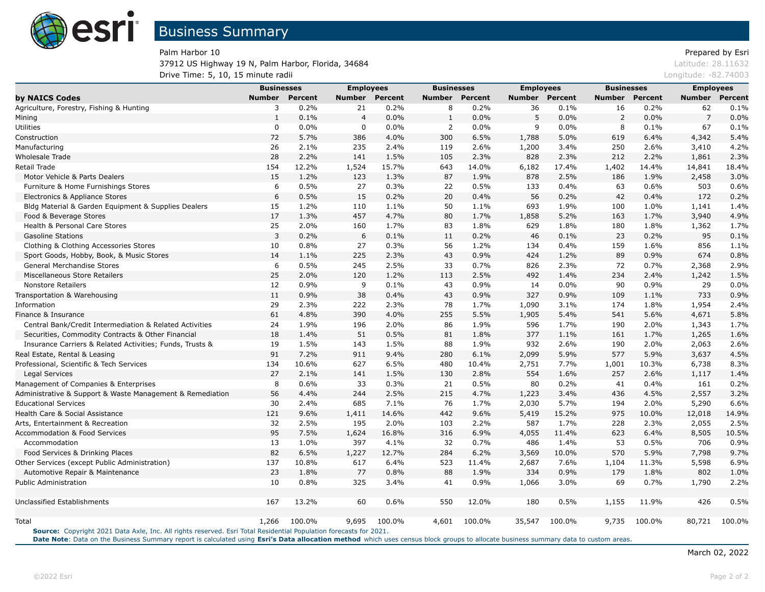# Business Summary

Palm Harbor 10
37912 US Highway 19 N, Palm Harbor, Florida, 34684
Drive Time: 5, 10, 15 minute radii

Prepared by Esri
Latitude: 28.11632
Longitude: -82.74003

| | Businesses | | Employees | | Businesses | | Employees | | Businesses | | Employees | |
|---|---|---|---|---|---|---|---|---|---|---|---|---|
| **by NAICS Codes** | **Number** | **Percent** | **Number** | **Percent** | **Number** | **Percent** | **Number** | **Percent** | **Number** | **Percent** | **Number** | **Percent** |
| Agriculture, Forestry, Fishing & Hunting | 3 | 0.2% | 21 | 0.2% | 8 | 0.2% | 36 | 0.1% | 16 | 0.2% | 62 | 0.1% |
| Mining | 1 | 0.1% | 4 | 0.0% | 1 | 0.0% | 5 | 0.0% | 2 | 0.0% | 7 | 0.0% |
| Utilities | 0 | 0.0% | 0 | 0.0% | 2 | 0.0% | 9 | 0.0% | 8 | 0.1% | 67 | 0.1% |
| Construction | 72 | 5.7% | 386 | 4.0% | 300 | 6.5% | 1,788 | 5.0% | 619 | 6.4% | 4,342 | 5.4% |
| Manufacturing | 26 | 2.1% | 235 | 2.4% | 119 | 2.6% | 1,200 | 3.4% | 250 | 2.6% | 3,410 | 4.2% |
| Wholesale Trade | 28 | 2.2% | 141 | 1.5% | 105 | 2.3% | 828 | 2.3% | 212 | 2.2% | 1,861 | 2.3% |
| Retail Trade | 154 | 12.2% | 1,524 | 15.7% | 643 | 14.0% | 6,182 | 17.4% | 1,402 | 14.4% | 14,841 | 18.4% |
| Motor Vehicle & Parts Dealers | 15 | 1.2% | 123 | 1.3% | 87 | 1.9% | 878 | 2.5% | 186 | 1.9% | 2,458 | 3.0% |
| Furniture & Home Furnishings Stores | 6 | 0.5% | 27 | 0.3% | 22 | 0.5% | 133 | 0.4% | 63 | 0.6% | 503 | 0.6% |
| Electronics & Appliance Stores | 6 | 0.5% | 15 | 0.2% | 20 | 0.4% | 56 | 0.2% | 42 | 0.4% | 172 | 0.2% |
| Bldg Material & Garden Equipment & Supplies Dealers | 15 | 1.2% | 110 | 1.1% | 50 | 1.1% | 693 | 1.9% | 100 | 1.0% | 1,141 | 1.4% |
| Food & Beverage Stores | 17 | 1.3% | 457 | 4.7% | 80 | 1.7% | 1,858 | 5.2% | 163 | 1.7% | 3,940 | 4.9% |
| Health & Personal Care Stores | 25 | 2.0% | 160 | 1.7% | 83 | 1.8% | 629 | 1.8% | 180 | 1.8% | 1,362 | 1.7% |
| Gasoline Stations | 3 | 0.2% | 6 | 0.1% | 11 | 0.2% | 46 | 0.1% | 23 | 0.2% | 95 | 0.1% |
| Clothing & Clothing Accessories Stores | 10 | 0.8% | 27 | 0.3% | 56 | 1.2% | 134 | 0.4% | 159 | 1.6% | 856 | 1.1% |
| Sport Goods, Hobby, Book, & Music Stores | 14 | 1.1% | 225 | 2.3% | 43 | 0.9% | 424 | 1.2% | 89 | 0.9% | 674 | 0.8% |
| General Merchandise Stores | 6 | 0.5% | 245 | 2.5% | 33 | 0.7% | 826 | 2.3% | 72 | 0.7% | 2,368 | 2.9% |
| Miscellaneous Store Retailers | 25 | 2.0% | 120 | 1.2% | 113 | 2.5% | 492 | 1.4% | 234 | 2.4% | 1,242 | 1.5% |
| Nonstore Retailers | 12 | 0.9% | 9 | 0.1% | 43 | 0.9% | 14 | 0.0% | 90 | 0.9% | 29 | 0.0% |
| Transportation & Warehousing | 11 | 0.9% | 38 | 0.4% | 43 | 0.9% | 327 | 0.9% | 109 | 1.1% | 733 | 0.9% |
| Information | 29 | 2.3% | 222 | 2.3% | 78 | 1.7% | 1,090 | 3.1% | 174 | 1.8% | 1,954 | 2.4% |
| Finance & Insurance | 61 | 4.8% | 390 | 4.0% | 255 | 5.5% | 1,905 | 5.4% | 541 | 5.6% | 4,671 | 5.8% |
| Central Bank/Credit Intermediation & Related Activities | 24 | 1.9% | 196 | 2.0% | 86 | 1.9% | 596 | 1.7% | 190 | 2.0% | 1,343 | 1.7% |
| Securities, Commodity Contracts & Other Financial | 18 | 1.4% | 51 | 0.5% | 81 | 1.8% | 377 | 1.1% | 161 | 1.7% | 1,265 | 1.6% |
| Insurance Carriers & Related Activities; Funds, Trusts & | 19 | 1.5% | 143 | 1.5% | 88 | 1.9% | 932 | 2.6% | 190 | 2.0% | 2,063 | 2.6% |
| Real Estate, Rental & Leasing | 91 | 7.2% | 911 | 9.4% | 280 | 6.1% | 2,099 | 5.9% | 577 | 5.9% | 3,637 | 4.5% |
| Professional, Scientific & Tech Services | 134 | 10.6% | 627 | 6.5% | 480 | 10.4% | 2,751 | 7.7% | 1,001 | 10.3% | 6,738 | 8.3% |
| Legal Services | 27 | 2.1% | 141 | 1.5% | 130 | 2.8% | 554 | 1.6% | 257 | 2.6% | 1,117 | 1.4% |
| Management of Companies & Enterprises | 8 | 0.6% | 33 | 0.3% | 21 | 0.5% | 80 | 0.2% | 41 | 0.4% | 161 | 0.2% |
| Administrative & Support & Waste Management & Remediation | 56 | 4.4% | 244 | 2.5% | 215 | 4.7% | 1,223 | 3.4% | 436 | 4.5% | 2,557 | 3.2% |
| Educational Services | 30 | 2.4% | 685 | 7.1% | 76 | 1.7% | 2,030 | 5.7% | 194 | 2.0% | 5,290 | 6.6% |
| Health Care & Social Assistance | 121 | 9.6% | 1,411 | 14.6% | 442 | 9.6% | 5,419 | 15.2% | 975 | 10.0% | 12,018 | 14.9% |
| Arts, Entertainment & Recreation | 32 | 2.5% | 195 | 2.0% | 103 | 2.2% | 587 | 1.7% | 228 | 2.3% | 2,055 | 2.5% |
| Accommodation & Food Services | 95 | 7.5% | 1,624 | 16.8% | 316 | 6.9% | 4,055 | 11.4% | 623 | 6.4% | 8,505 | 10.5% |
| Accommodation | 13 | 1.0% | 397 | 4.1% | 32 | 0.7% | 486 | 1.4% | 53 | 0.5% | 706 | 0.9% |
| Food Services & Drinking Places | 82 | 6.5% | 1,227 | 12.7% | 284 | 6.2% | 3,569 | 10.0% | 570 | 5.9% | 7,798 | 9.7% |
| Other Services (except Public Administration) | 137 | 10.8% | 617 | 6.4% | 523 | 11.4% | 2,687 | 7.6% | 1,104 | 11.3% | 5,598 | 6.9% |
| Automotive Repair & Maintenance | 23 | 1.8% | 77 | 0.8% | 88 | 1.9% | 334 | 0.9% | 179 | 1.8% | 802 | 1.0% |
| Public Administration | 10 | 0.8% | 325 | 3.4% | 41 | 0.9% | 1,066 | 3.0% | 69 | 0.7% | 1,790 | 2.2% |
| Unclassified Establishments | 167 | 13.2% | 60 | 0.6% | 550 | 12.0% | 180 | 0.5% | 1,155 | 11.9% | 426 | 0.5% |
| Total | 1,266 | 100.0% | 9,695 | 100.0% | 4,601 | 100.0% | 35,547 | 100.0% | 9,735 | 100.0% | 80,721 | 100.0% |

**Source:** Copyright 2021 Data Axle, Inc. All rights reserved. Esri Total Residential Population forecasts for 2021.

**Date Note**: Data on the Business Summary report is calculated using **Esri's Data allocation method** which uses census block groups to allocate business summary data to custom areas.

March 02, 2022